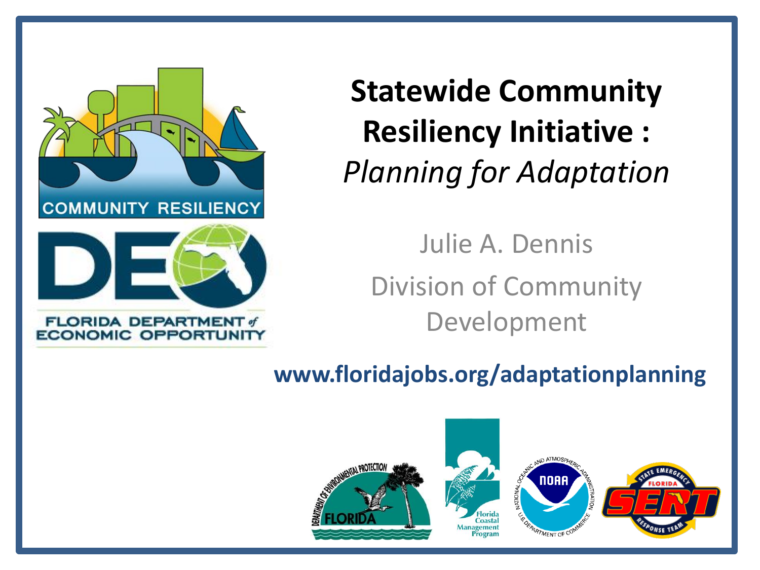# Statewide Community Resiliency Initiative : *Planning for Adaptation*

Julie A. Dennis

Division of Community Development

**www.floridajobs.org/adaptationplanning**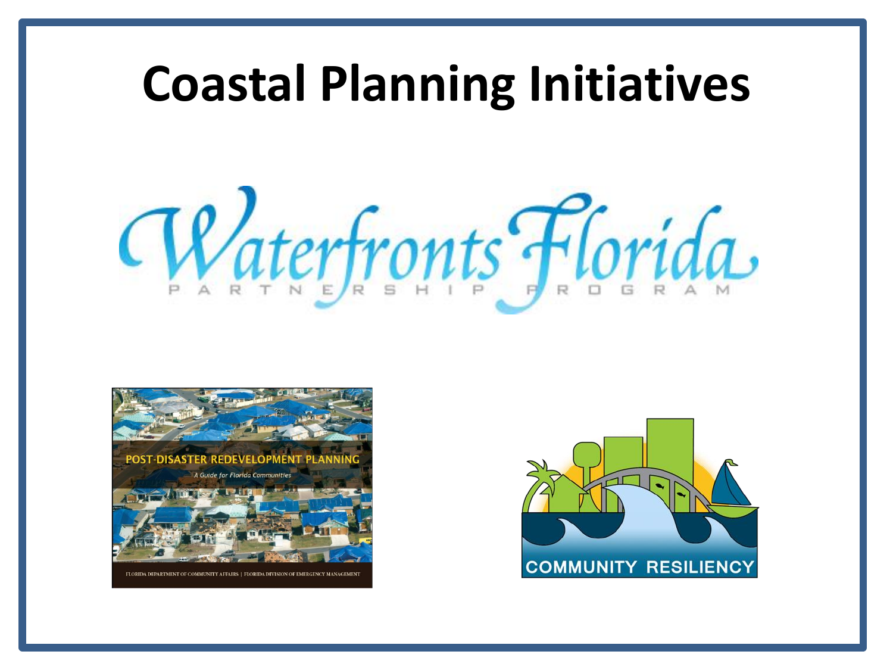# Coastal Planning Initiatives

Waterfronts Florida

PARTNERSHIP PROGRAM

POST-DISASTER REDEVELOPMENT PLANNING

*A Guide for Florida Communities*

FLORIDA DEPARTMENT OF COMMUNITY AFFAIRS | FLORIDA DIVISION OF EMERGENCY MANAGEMENT

COMMUNITY RESILIENCY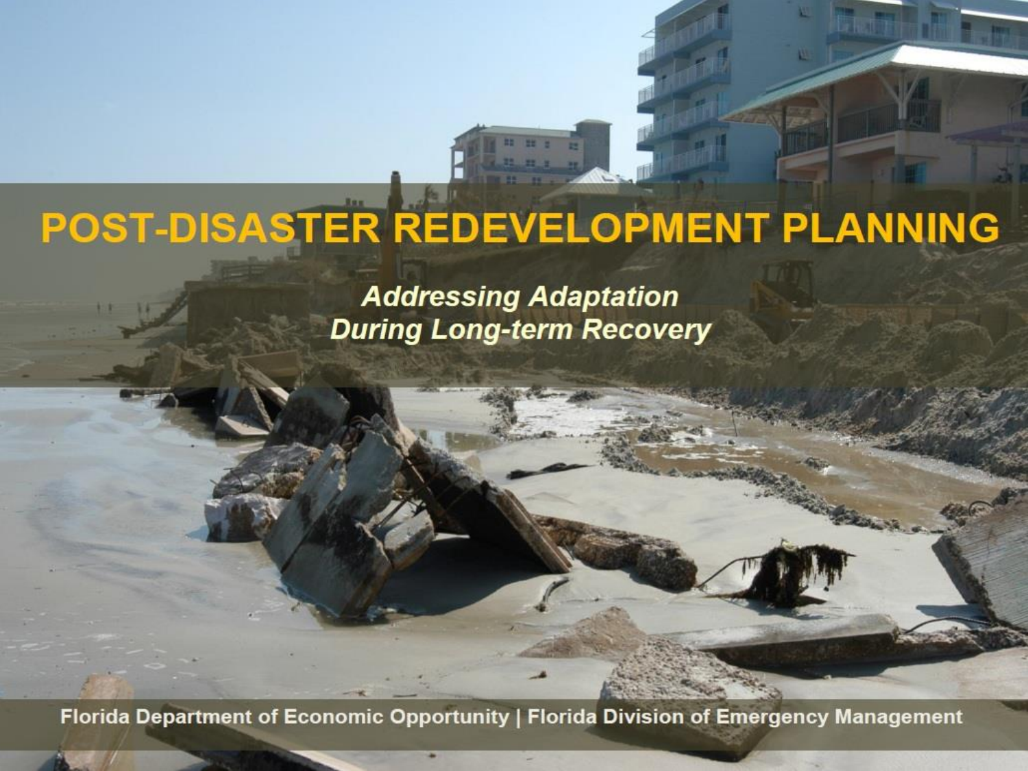# POST-DISASTER REDEVELOPMENT PLANNING

***Addressing Adaptation During Long-term Recovery***

**Florida Department of Economic Opportunity | Florida Division of Emergency Management**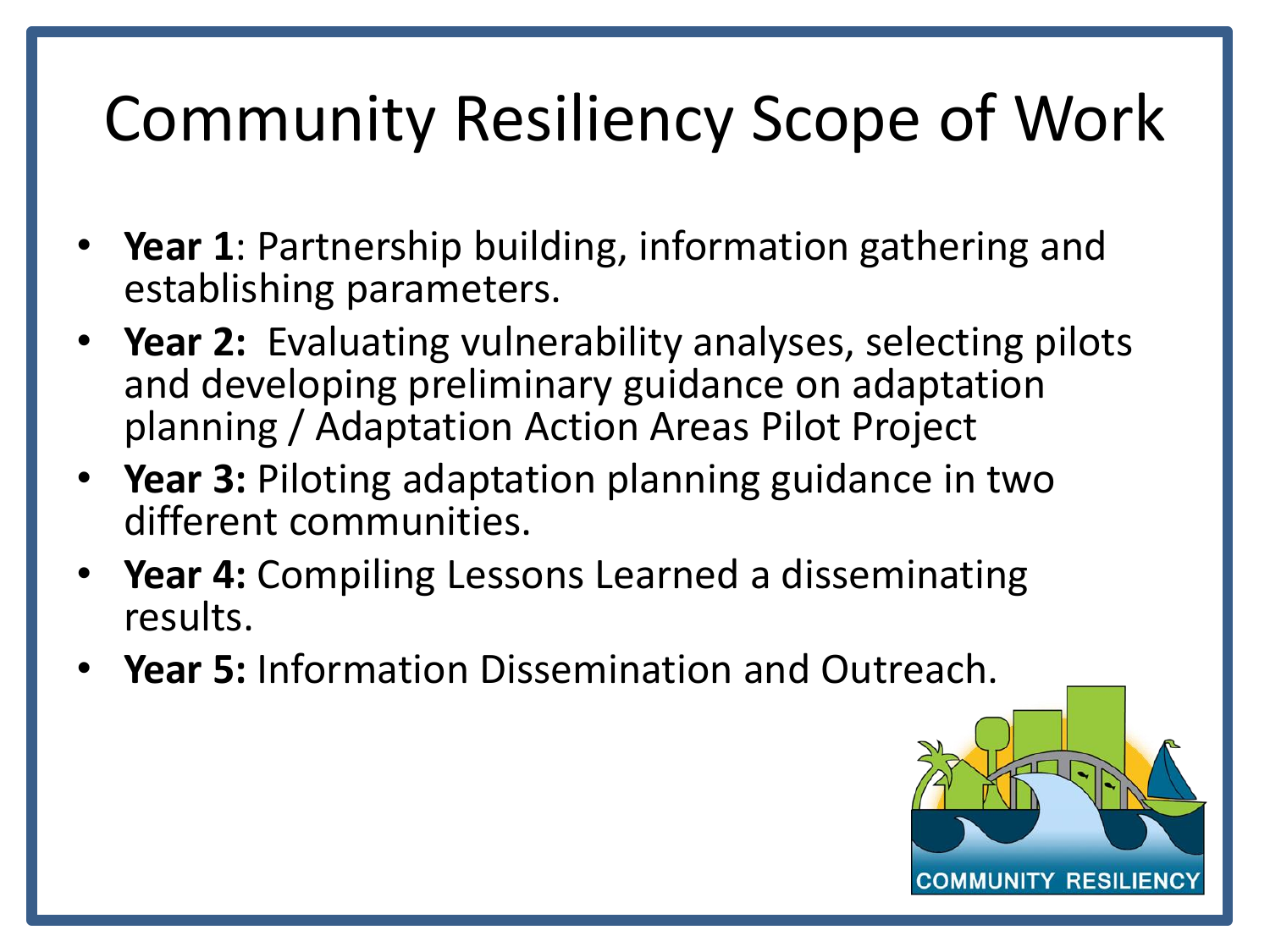# Community Resiliency Scope of Work

- **Year 1**: Partnership building, information gathering and establishing parameters.
- **Year 2:** Evaluating vulnerability analyses, selecting pilots and developing preliminary guidance on adaptation planning / Adaptation Action Areas Pilot Project
- **Year 3:** Piloting adaptation planning guidance in two different communities.
- **Year 4:** Compiling Lessons Learned a disseminating results.
- **Year 5:** Information Dissemination and Outreach.

COMMUNITY RESILIENCY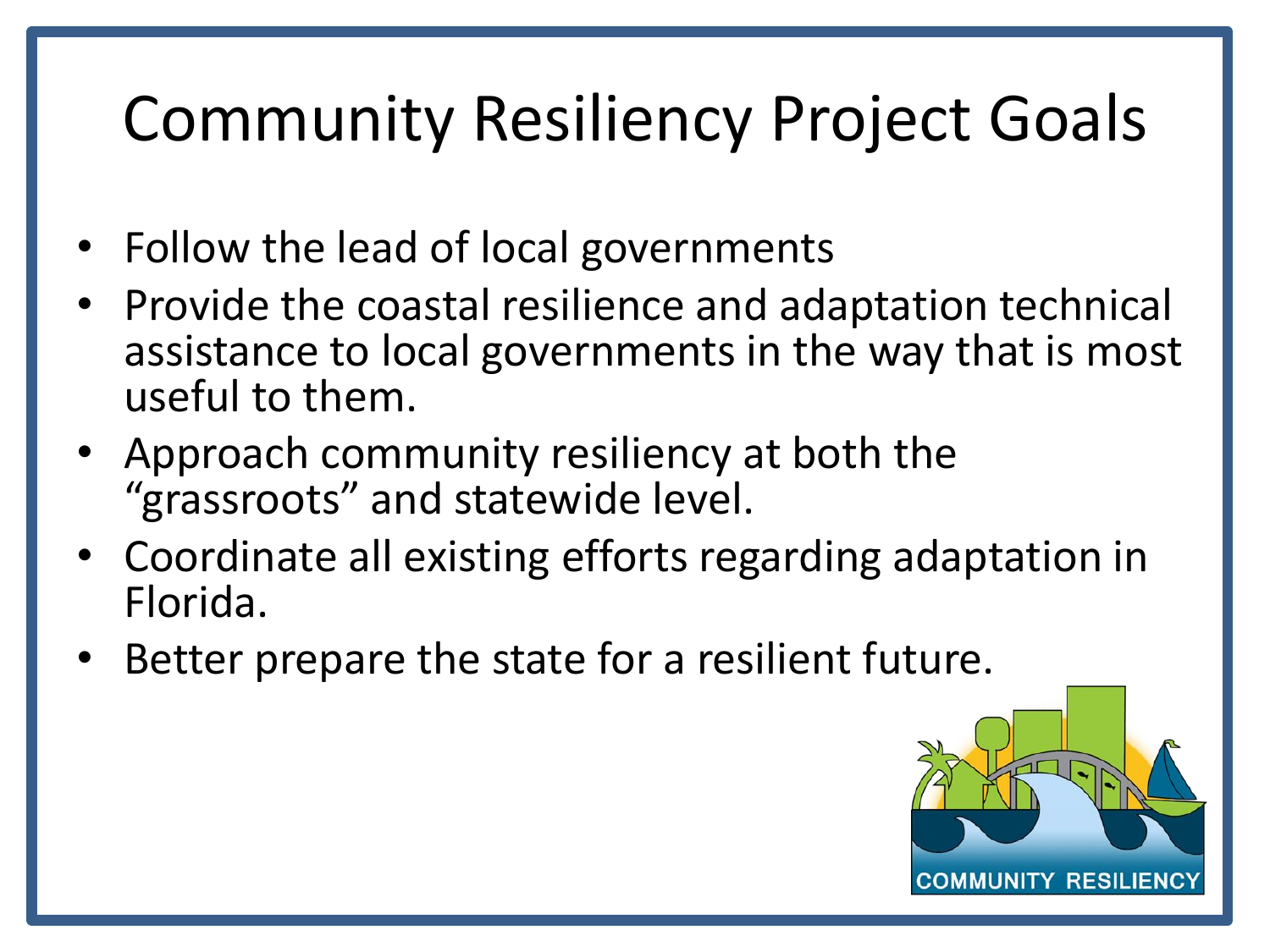# Community Resiliency Project Goals

- Follow the lead of local governments
- Provide the coastal resilience and adaptation technical assistance to local governments in the way that is most useful to them.
- Approach community resiliency at both the "grassroots" and statewide level.
- Coordinate all existing efforts regarding adaptation in Florida.
- Better prepare the state for a resilient future.

COMMUNITY RESILIENCY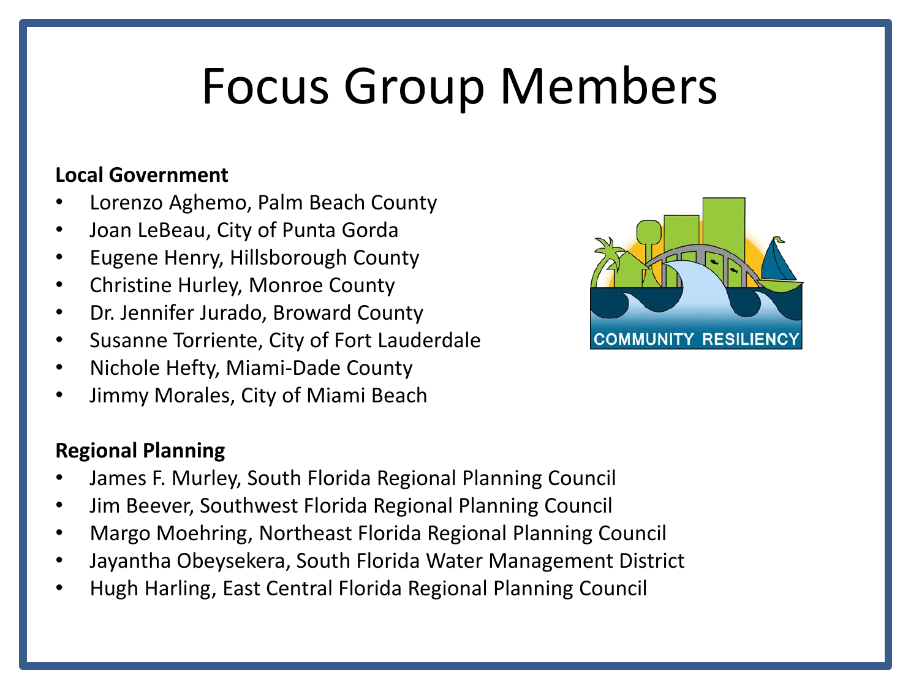# Focus Group Members

**Local Government**

- Lorenzo Aghemo, Palm Beach County
- Joan LeBeau, City of Punta Gorda
- Eugene Henry, Hillsborough County
- Christine Hurley, Monroe County
- Dr. Jennifer Jurado, Broward County
- Susanne Torriente, City of Fort Lauderdale
- Nichole Hefty, Miami-Dade County
- Jimmy Morales, City of Miami Beach

**Regional Planning**

- James F. Murley, South Florida Regional Planning Council
- Jim Beever, Southwest Florida Regional Planning Council
- Margo Moehring, Northeast Florida Regional Planning Council
- Jayantha Obeysekera, South Florida Water Management District
- Hugh Harling, East Central Florida Regional Planning Council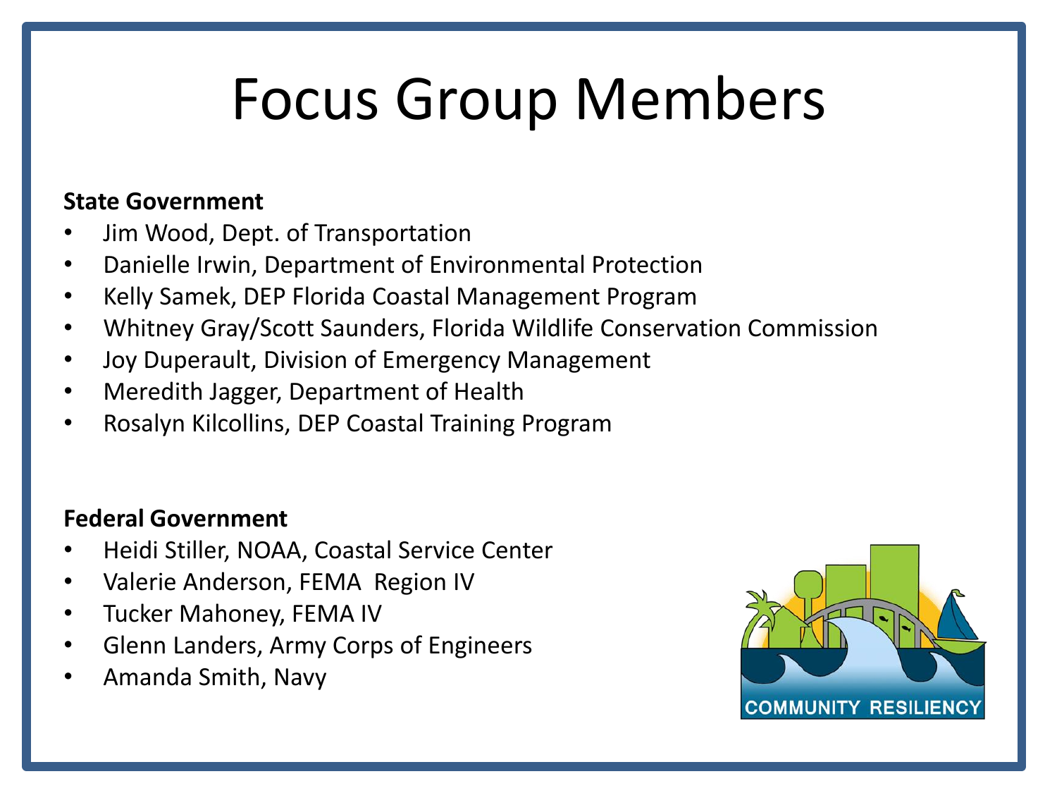# Focus Group Members

**State Government**

- Jim Wood, Dept. of Transportation
- Danielle Irwin, Department of Environmental Protection
- Kelly Samek, DEP Florida Coastal Management Program
- Whitney Gray/Scott Saunders, Florida Wildlife Conservation Commission
- Joy Duperault, Division of Emergency Management
- Meredith Jagger, Department of Health
- Rosalyn Kilcollins, DEP Coastal Training Program

**Federal Government**

- Heidi Stiller, NOAA, Coastal Service Center
- Valerie Anderson, FEMA Region IV
- Tucker Mahoney, FEMA IV
- Glenn Landers, Army Corps of Engineers
- Amanda Smith, Navy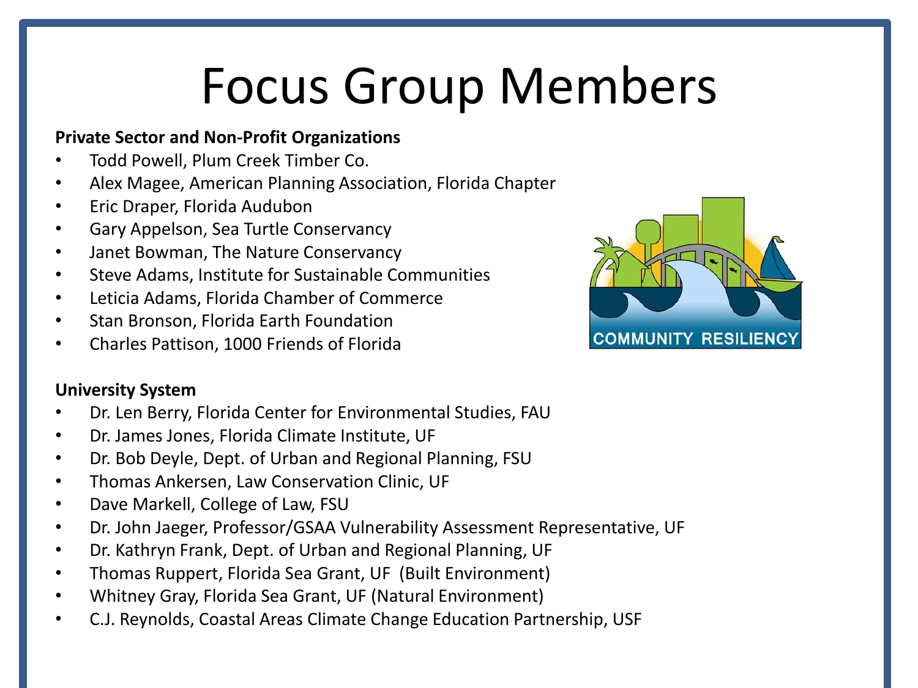# Focus Group Members

**Private Sector and Non-Profit Organizations**

- Todd Powell, Plum Creek Timber Co.
- Alex Magee, American Planning Association, Florida Chapter
- Eric Draper, Florida Audubon
- Gary Appelson, Sea Turtle Conservancy
- Janet Bowman, The Nature Conservancy
- Steve Adams, Institute for Sustainable Communities
- Leticia Adams, Florida Chamber of Commerce
- Stan Bronson, Florida Earth Foundation
- Charles Pattison, 1000 Friends of Florida

**University System**

- Dr. Len Berry, Florida Center for Environmental Studies, FAU
- Dr. James Jones, Florida Climate Institute, UF
- Dr. Bob Deyle, Dept. of Urban and Regional Planning, FSU
- Thomas Ankersen, Law Conservation Clinic, UF
- Dave Markell, College of Law, FSU
- Dr. John Jaeger, Professor/GSAA Vulnerability Assessment Representative, UF
- Dr. Kathryn Frank, Dept. of Urban and Regional Planning, UF
- Thomas Ruppert, Florida Sea Grant, UF (Built Environment)
- Whitney Gray, Florida Sea Grant, UF (Natural Environment)
- C.J. Reynolds, Coastal Areas Climate Change Education Partnership, USF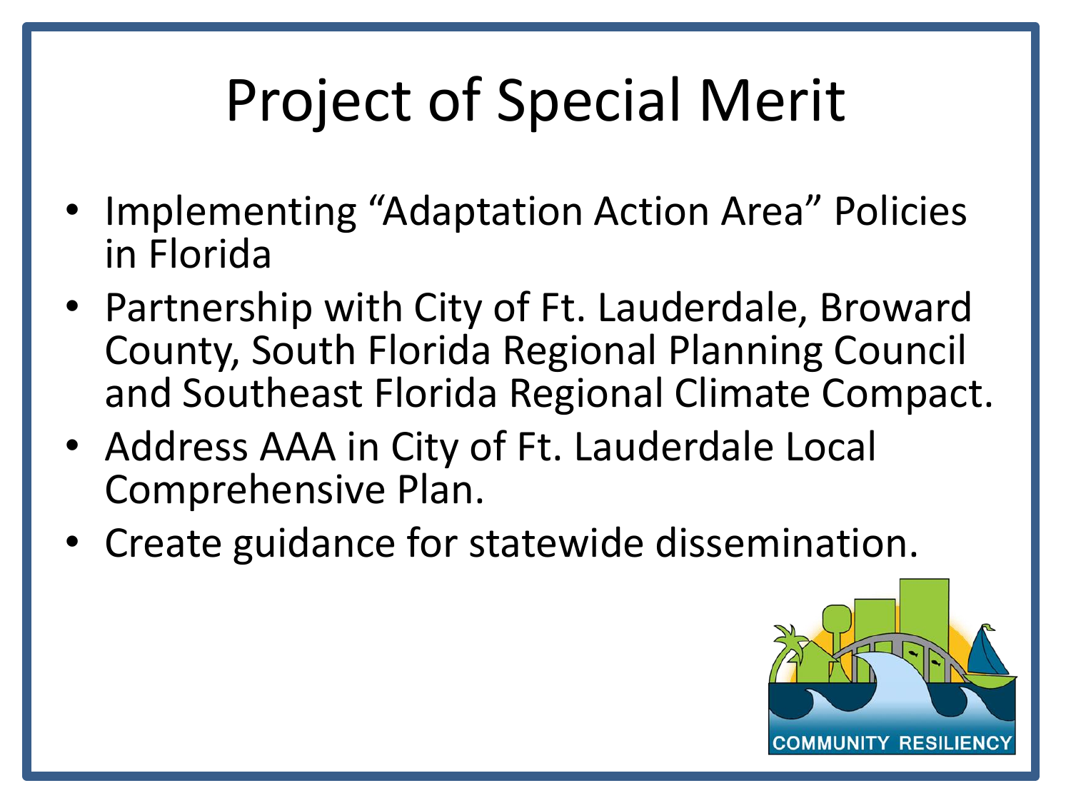# Project of Special Merit

- Implementing "Adaptation Action Area" Policies in Florida
- Partnership with City of Ft. Lauderdale, Broward County, South Florida Regional Planning Council and Southeast Florida Regional Climate Compact.
- Address AAA in City of Ft. Lauderdale Local Comprehensive Plan.
- Create guidance for statewide dissemination.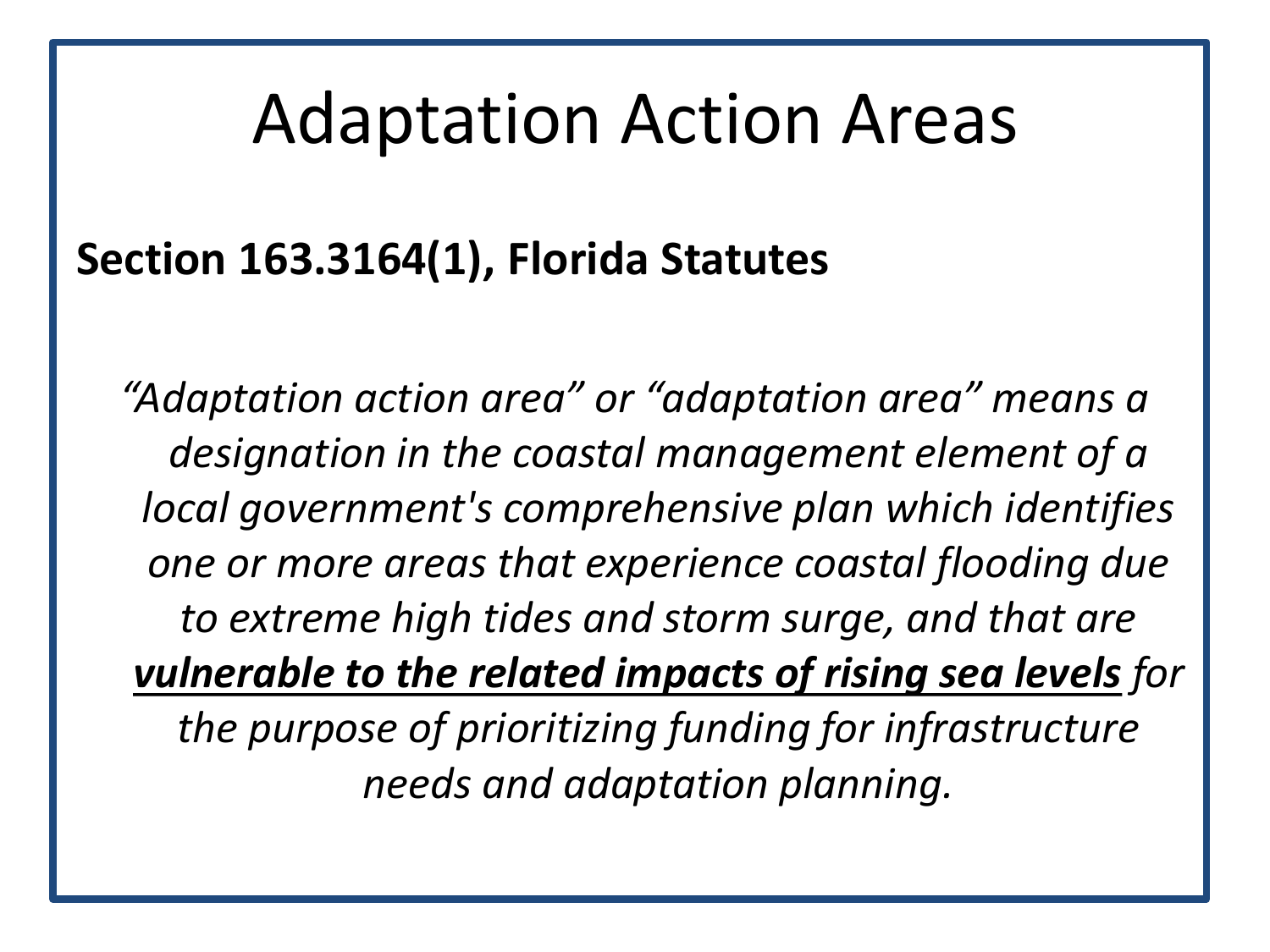# Adaptation Action Areas

**Section 163.3164(1), Florida Statutes**

*"Adaptation action area" or "adaptation area" means a designation in the coastal management element of a local government's comprehensive plan which identifies one or more areas that experience coastal flooding due to extreme high tides and storm surge, and that are* ***vulnerable to the related impacts of rising sea levels*** *for the purpose of prioritizing funding for infrastructure needs and adaptation planning.*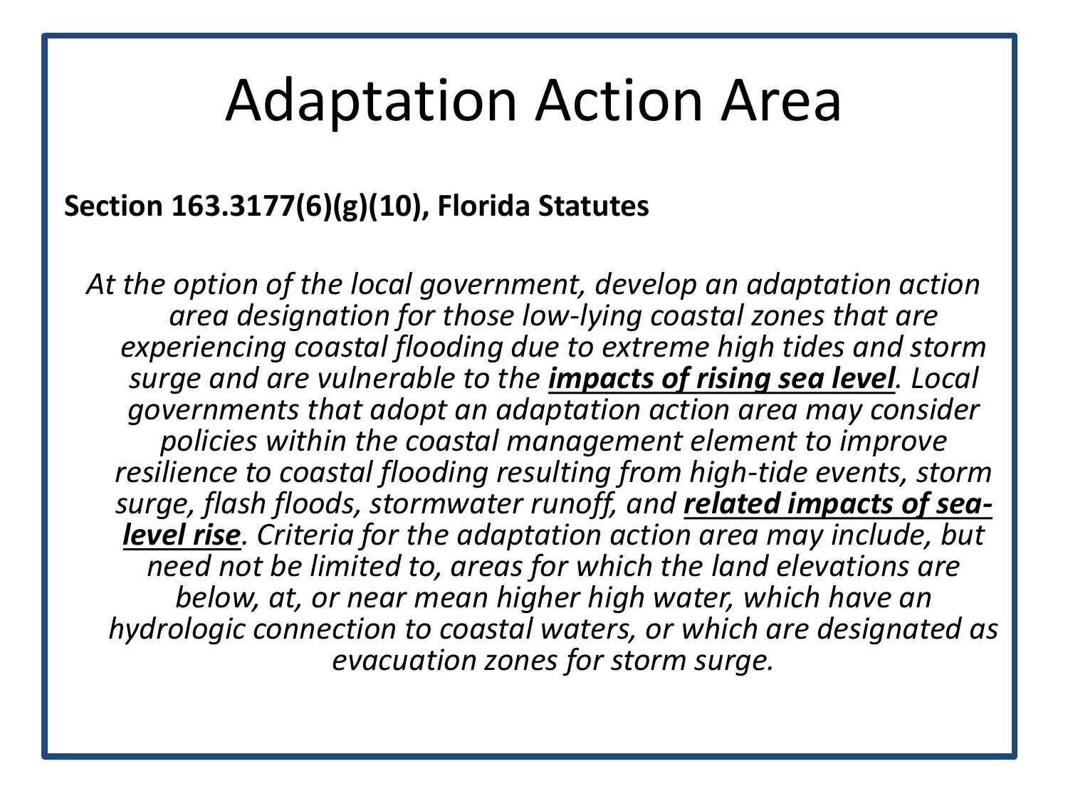# Adaptation Action Area

**Section 163.3177(6)(g)(10), Florida Statutes**

*At the option of the local government, develop an adaptation action area designation for those low-lying coastal zones that are experiencing coastal flooding due to extreme high tides and storm surge and are vulnerable to the* ***impacts of rising sea level****. Local governments that adopt an adaptation action area may consider policies within the coastal management element to improve resilience to coastal flooding resulting from high-tide events, storm surge, flash floods, stormwater runoff, and* ***related impacts of sea-level rise****. Criteria for the adaptation action area may include, but need not be limited to, areas for which the land elevations are below, at, or near mean higher high water, which have an hydrologic connection to coastal waters, or which are designated as evacuation zones for storm surge.*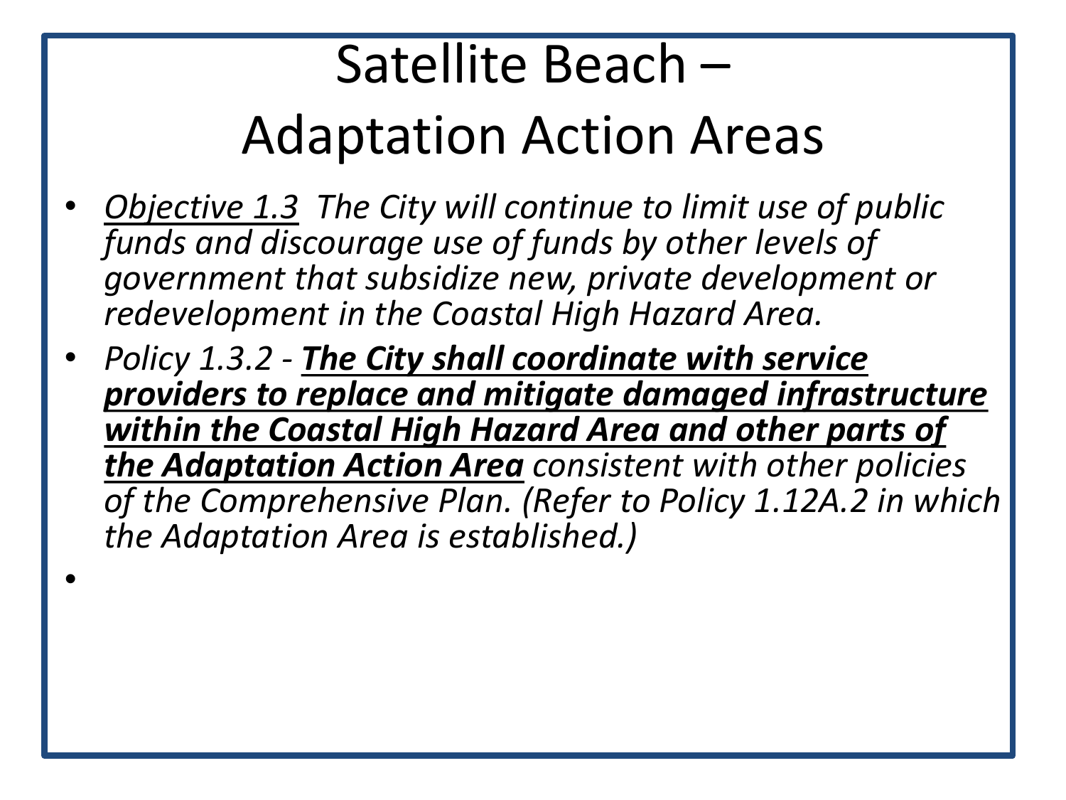# Satellite Beach – Adaptation Action Areas

- *Objective 1.3* *The City will continue to limit use of public funds and discourage use of funds by other levels of government that subsidize new, private development or redevelopment in the Coastal High Hazard Area.*
- *Policy 1.3.2 -* ***The City shall coordinate with service providers to replace and mitigate damaged infrastructure within the Coastal High Hazard Area and other parts of the Adaptation Action Area*** *consistent with other policies of the Comprehensive Plan. (Refer to Policy 1.12A.2 in which the Adaptation Area is established.)*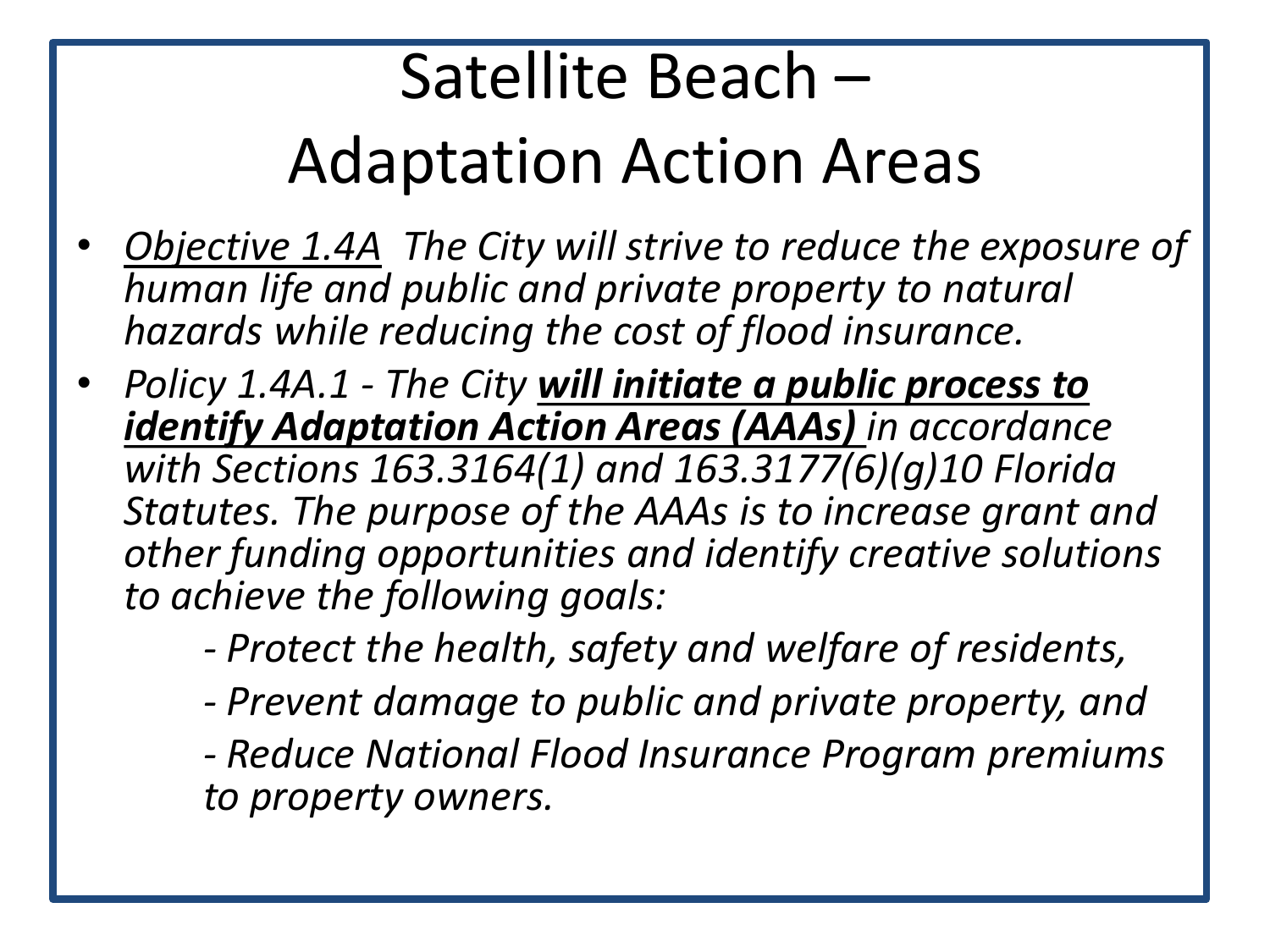# Satellite Beach – Adaptation Action Areas

- *<u>Objective 1.4A</u> The City will strive to reduce the exposure of human life and public and private property to natural hazards while reducing the cost of flood insurance.*
- *Policy 1.4A.1 - The City **<u>will initiate a public process to identify Adaptation Action Areas (AAAs)</u>** in accordance with Sections 163.3164(1) and 163.3177(6)(g)10 Florida Statutes. The purpose of the AAAs is to increase grant and other funding opportunities and identify creative solutions to achieve the following goals:*
  - *- Protect the health, safety and welfare of residents,*
  - *- Prevent damage to public and private property, and*
  - *- Reduce National Flood Insurance Program premiums to property owners.*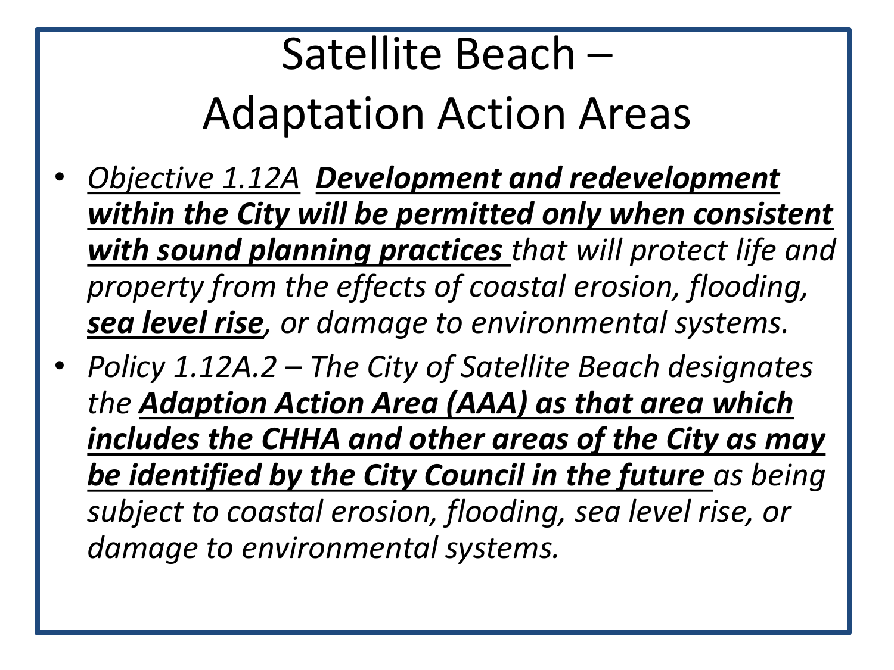# Satellite Beach – Adaptation Action Areas

- *Objective 1.12A* ***Development and redevelopment within the City will be permitted only when consistent with sound planning practices*** *that will protect life and property from the effects of coastal erosion, flooding,* ***sea level rise****, or damage to environmental systems.*
- *Policy 1.12A.2 – The City of Satellite Beach designates the* ***Adaption Action Area (AAA) as that area which includes the CHHA and other areas of the City as may be identified by the City Council in the future*** *as being subject to coastal erosion, flooding, sea level rise, or damage to environmental systems.*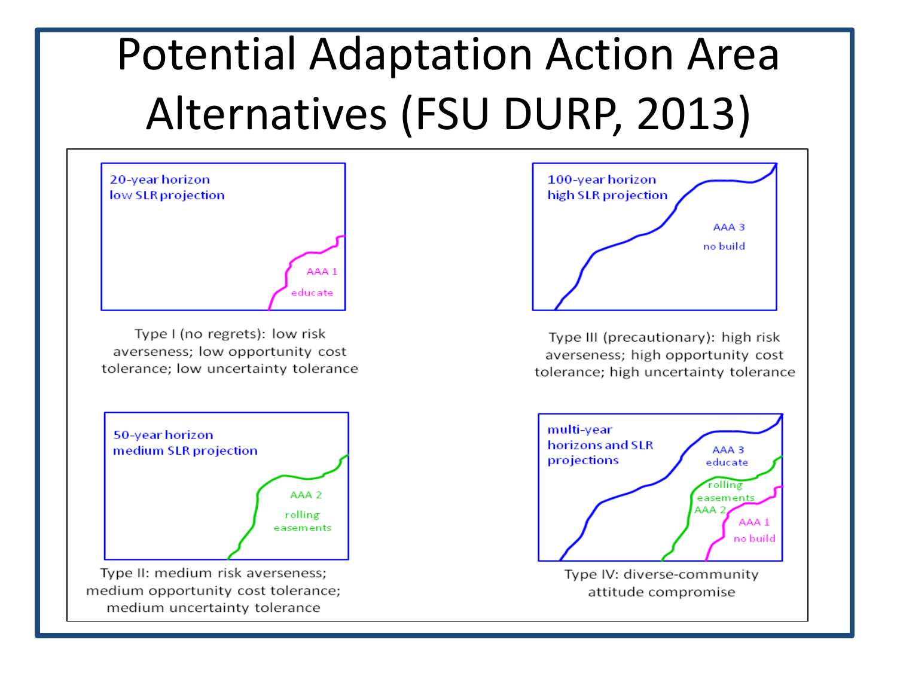# Potential Adaptation Action Area Alternatives (FSU DURP, 2013)

20-year horizon
low SLR projection

AAA 1
educate

Type I (no regrets): low risk averseness; low opportunity cost tolerance; low uncertainty tolerance

100-year horizon
high SLR projection

AAA 3
no build

Type III (precautionary): high risk averseness; high opportunity cost tolerance; high uncertainty tolerance

50-year horizon
medium SLR projection

AAA 2
rolling easements

Type II: medium risk averseness; medium opportunity cost tolerance; medium uncertainty tolerance

multi-year horizons and SLR projections

AAA 3
educate

rolling easements
AAA 2

AAA 1
no build

Type IV: diverse-community attitude compromise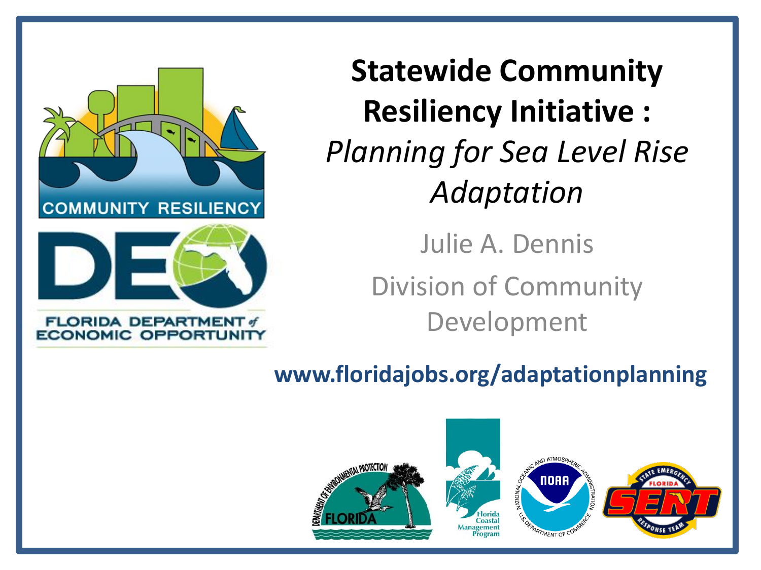# Statewide Community Resiliency Initiative :

## *Planning for Sea Level Rise Adaptation*

Julie A. Dennis

Division of Community Development

**www.floridajobs.org/adaptationplanning**